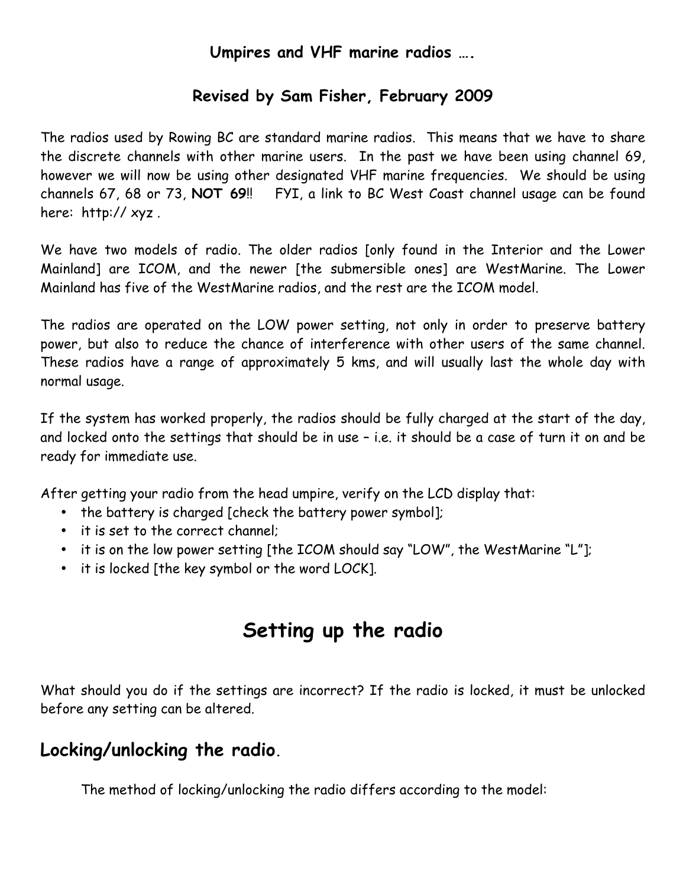**Umpires and VHF marine radios ….**

**Revised by Sam Fisher, February 2009**

The radios used by Rowing BC are standard marine radios. This means that we have to share the discrete channels with other marine users. In the past we have been using channel 69, however we will now be using other designated VHF marine frequencies. We should be using channels 67, 68 or 73, **NOT 69**!! FYI, a link to BC West Coast channel usage can be found here: http:// xyz .

We have two models of radio. The older radios [only found in the Interior and the Lower Mainland] are ICOM, and the newer [the submersible ones] are WestMarine. The Lower Mainland has five of the WestMarine radios, and the rest are the ICOM model.

The radios are operated on the LOW power setting, not only in order to preserve battery power, but also to reduce the chance of interference with other users of the same channel. These radios have a range of approximately 5 kms, and will usually last the whole day with normal usage.

If the system has worked properly, the radios should be fully charged at the start of the day, and locked onto the settings that should be in use – i.e. it should be a case of turn it on and be ready for immediate use.

After getting your radio from the head umpire, verify on the LCD display that:

- the battery is charged [check the battery power symbol];
- it is set to the correct channel;
- it is on the low power setting [the ICOM should say "LOW", the WestMarine "L"];
- it is locked [the key symbol or the word LOCK].

# Setting up the radio

What should you do if the settings are incorrect? If the radio is locked, it must be unlocked before any setting can be altered.

## Locking/unlocking the radio.

The method of locking/unlocking the radio differs according to the model: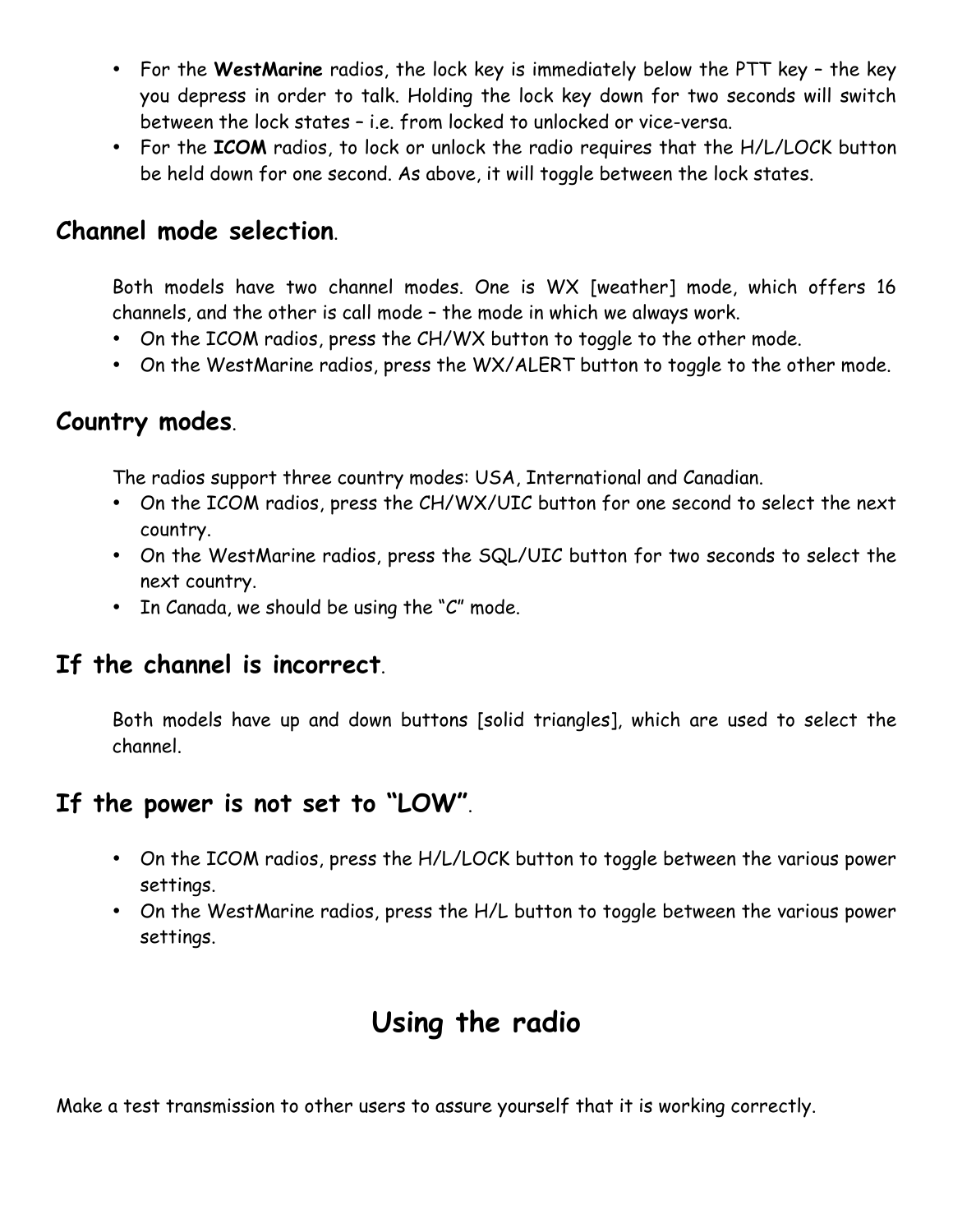- For the **WestMarine** radios, the lock key is immediately below the PTT key – the key you depress in order to talk. Holding the lock key down for two seconds will switch between the lock states – i.e. from locked to unlocked or vice-versa.
- For the **ICOM** radios, to lock or unlock the radio requires that the H/L/LOCK button be held down for one second. As above, it will toggle between the lock states.

## Channel mode selection.

Both models have two channel modes. One is WX [weather] mode, which offers 16 channels, and the other is call mode – the mode in which we always work.

- On the ICOM radios, press the CH/WX button to toggle to the other mode.
- On the WestMarine radios, press the WX/ALERT button to toggle to the other mode.

## Country modes.

The radios support three country modes: USA, International and Canadian.

- On the ICOM radios, press the CH/WX/UIC button for one second to select the next country.
- On the WestMarine radios, press the SQL/UIC button for two seconds to select the next country.
- In Canada, we should be using the "C" mode.

## If the channel is incorrect.

Both models have up and down buttons [solid triangles], which are used to select the channel.

## If the power is not set to "LOW".

- On the ICOM radios, press the H/L/LOCK button to toggle between the various power settings.
- On the WestMarine radios, press the H/L button to toggle between the various power settings.

# Using the radio

Make a test transmission to other users to assure yourself that it is working correctly.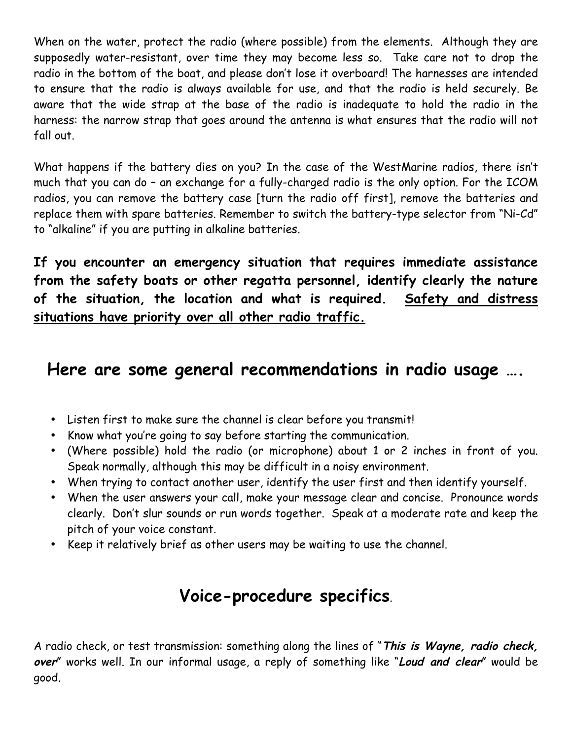When on the water, protect the radio (where possible) from the elements. Although they are supposedly water-resistant, over time they may become less so. Take care not to drop the radio in the bottom of the boat, and please don't lose it overboard! The harnesses are intended to ensure that the radio is always available for use, and that the radio is held securely. Be aware that the wide strap at the base of the radio is inadequate to hold the radio in the harness: the narrow strap that goes around the antenna is what ensures that the radio will not fall out.

What happens if the battery dies on you? In the case of the WestMarine radios, there isn't much that you can do – an exchange for a fully-charged radio is the only option. For the ICOM radios, you can remove the battery case [turn the radio off first], remove the batteries and replace them with spare batteries. Remember to switch the battery-type selector from "Ni-Cd" to "alkaline" if you are putting in alkaline batteries.

**If you encounter an emergency situation that requires immediate assistance from the safety boats or other regatta personnel, identify clearly the nature of the situation, the location and what is required. <u>Safety and distress situations have priority over all other radio traffic.</u>**

## Here are some general recommendations in radio usage ….

- Listen first to make sure the channel is clear before you transmit!
- Know what you're going to say before starting the communication.
- (Where possible) hold the radio (or microphone) about 1 or 2 inches in front of you. Speak normally, although this may be difficult in a noisy environment.
- When trying to contact another user, identify the user first and then identify yourself.
- When the user answers your call, make your message clear and concise. Pronounce words clearly. Don't slur sounds or run words together. Speak at a moderate rate and keep the pitch of your voice constant.
- Keep it relatively brief as other users may be waiting to use the channel.

## Voice-procedure specifics.

A radio check, or test transmission: something along the lines of "***This is Wayne, radio check, over***" works well. In our informal usage, a reply of something like "***Loud and clear***" would be good.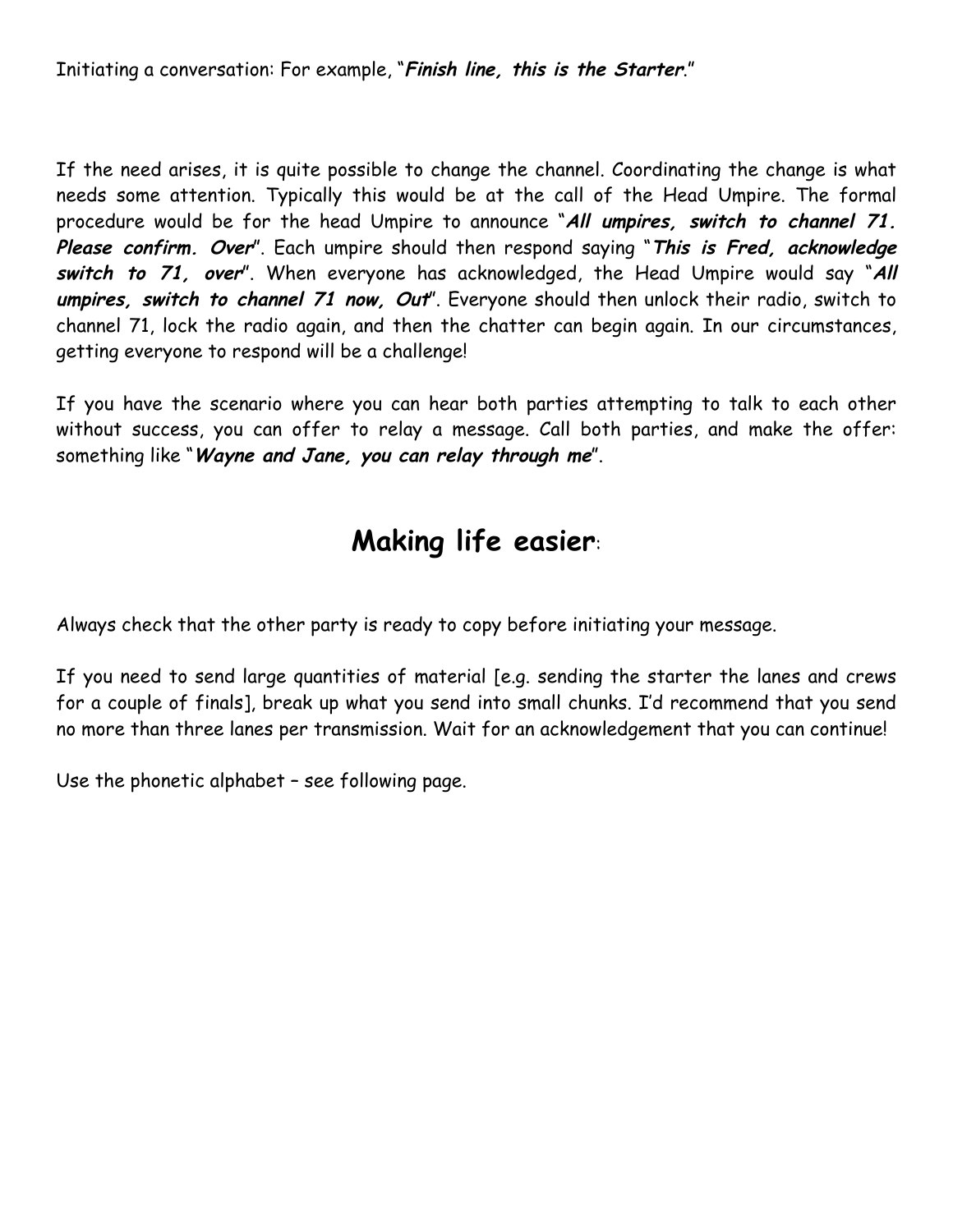Initiating a conversation: For example, "***Finish line, this is the Starter***."

If the need arises, it is quite possible to change the channel. Coordinating the change is what needs some attention. Typically this would be at the call of the Head Umpire. The formal procedure would be for the head Umpire to announce "***All umpires, switch to channel 71. Please confirm. Over***". Each umpire should then respond saying "***This is Fred, acknowledge switch to 71, over***". When everyone has acknowledged, the Head Umpire would say "***All umpires, switch to channel 71 now, Out***". Everyone should then unlock their radio, switch to channel 71, lock the radio again, and then the chatter can begin again. In our circumstances, getting everyone to respond will be a challenge!

If you have the scenario where you can hear both parties attempting to talk to each other without success, you can offer to relay a message. Call both parties, and make the offer: something like "***Wayne and Jane, you can relay through me***".

## Making life easier:

Always check that the other party is ready to copy before initiating your message.

If you need to send large quantities of material [e.g. sending the starter the lanes and crews for a couple of finals], break up what you send into small chunks. I'd recommend that you send no more than three lanes per transmission. Wait for an acknowledgement that you can continue!

Use the phonetic alphabet – see following page.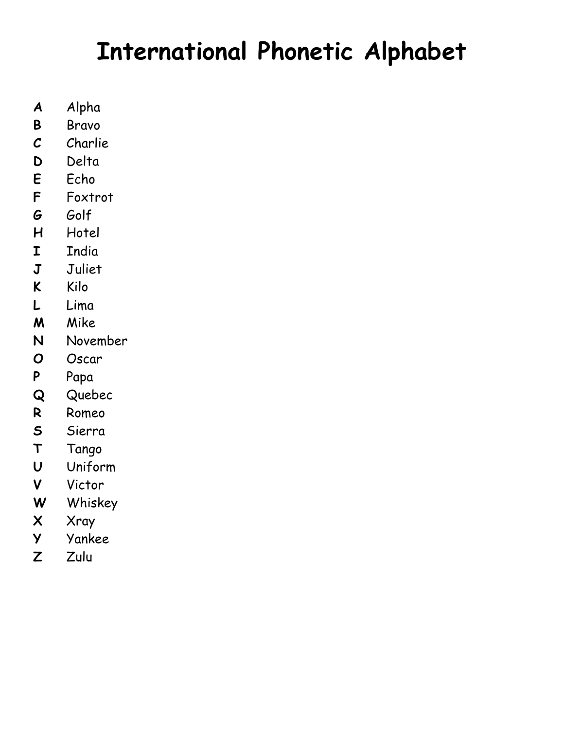# International Phonetic Alphabet

| | |
|---|---|
| **A** | Alpha |
| **B** | Bravo |
| **C** | Charlie |
| **D** | Delta |
| **E** | Echo |
| **F** | Foxtrot |
| **G** | Golf |
| **H** | Hotel |
| **I** | India |
| **J** | Juliet |
| **K** | Kilo |
| **L** | Lima |
| **M** | Mike |
| **N** | November |
| **O** | Oscar |
| **P** | Papa |
| **Q** | Quebec |
| **R** | Romeo |
| **S** | Sierra |
| **T** | Tango |
| **U** | Uniform |
| **V** | Victor |
| **W** | Whiskey |
| **X** | Xray |
| **Y** | Yankee |
| **Z** | Zulu |